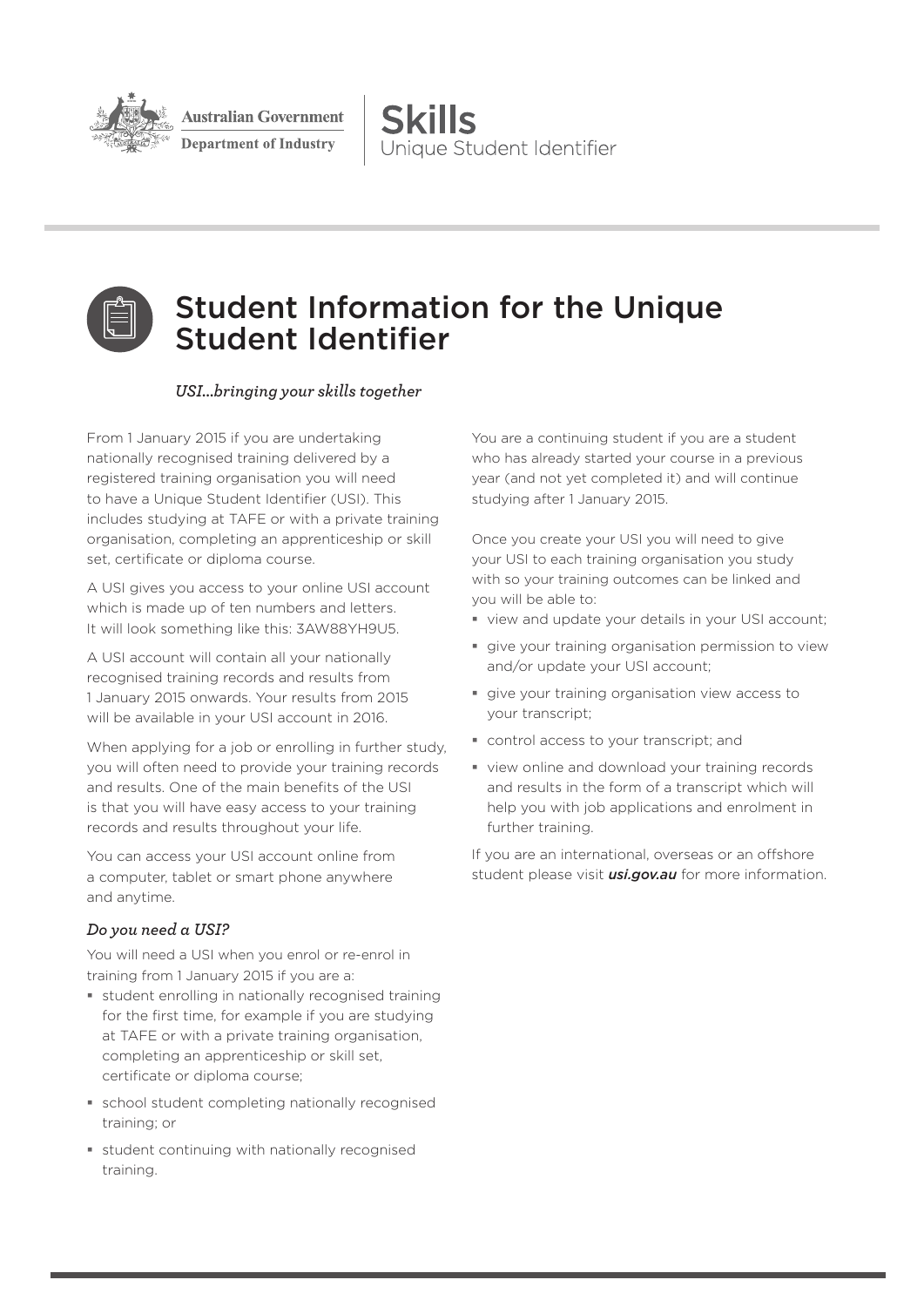Australian Government
Department of Industry

Skills
Unique Student Identifier

# Student Information for the Unique Student Identifier

*USI…bringing your skills together*

From 1 January 2015 if you are undertaking nationally recognised training delivered by a registered training organisation you will need to have a Unique Student Identifier (USI). This includes studying at TAFE or with a private training organisation, completing an apprenticeship or skill set, certificate or diploma course.

A USI gives you access to your online USI account which is made up of ten numbers and letters. It will look something like this: 3AW88YH9U5.

A USI account will contain all your nationally recognised training records and results from 1 January 2015 onwards. Your results from 2015 will be available in your USI account in 2016.

When applying for a job or enrolling in further study, you will often need to provide your training records and results. One of the main benefits of the USI is that you will have easy access to your training records and results throughout your life.

You can access your USI account online from a computer, tablet or smart phone anywhere and anytime.

### *Do you need a USI?*

You will need a USI when you enrol or re-enrol in training from 1 January 2015 if you are a:

- student enrolling in nationally recognised training for the first time, for example if you are studying at TAFE or with a private training organisation, completing an apprenticeship or skill set, certificate or diploma course;
- school student completing nationally recognised training; or
- student continuing with nationally recognised training.

You are a continuing student if you are a student who has already started your course in a previous year (and not yet completed it) and will continue studying after 1 January 2015.

Once you create your USI you will need to give your USI to each training organisation you study with so your training outcomes can be linked and you will be able to:

- view and update your details in your USI account;
- give your training organisation permission to view and/or update your USI account;
- give your training organisation view access to your transcript;
- control access to your transcript; and
- view online and download your training records and results in the form of a transcript which will help you with job applications and enrolment in further training.

If you are an international, overseas or an offshore student please visit ***usi.gov.au*** for more information.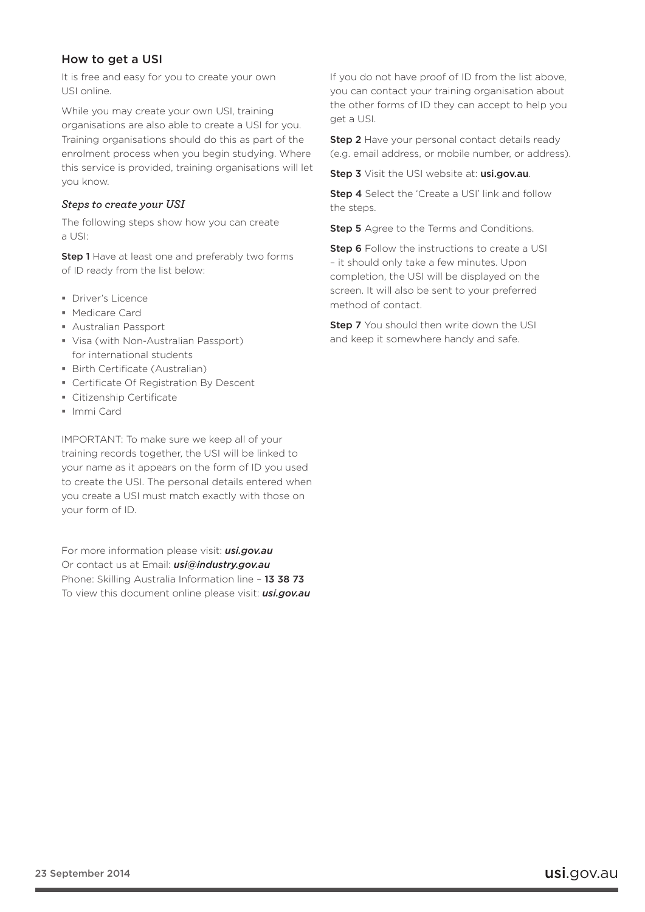## How to get a USI

It is free and easy for you to create your own USI online.

While you may create your own USI, training organisations are also able to create a USI for you. Training organisations should do this as part of the enrolment process when you begin studying. Where this service is provided, training organisations will let you know.

### *Steps to create your USI*

The following steps show how you can create a USI:

**Step 1** Have at least one and preferably two forms of ID ready from the list below:

- Driver's Licence
- Medicare Card
- Australian Passport
- Visa (with Non-Australian Passport) for international students
- Birth Certificate (Australian)
- Certificate Of Registration By Descent
- Citizenship Certificate
- Immi Card

IMPORTANT: To make sure we keep all of your training records together, the USI will be linked to your name as it appears on the form of ID you used to create the USI. The personal details entered when you create a USI must match exactly with those on your form of ID.

For more information please visit: ***usi.gov.au***
Or contact us at Email: ***usi@industry.gov.au***
Phone: Skilling Australia Information line – **13 38 73**
To view this document online please visit: ***usi.gov.au***

If you do not have proof of ID from the list above, you can contact your training organisation about the other forms of ID they can accept to help you get a USI.

**Step 2** Have your personal contact details ready (e.g. email address, or mobile number, or address).

**Step 3** Visit the USI website at: **usi.gov.au**.

**Step 4** Select the 'Create a USI' link and follow the steps.

**Step 5** Agree to the Terms and Conditions.

**Step 6** Follow the instructions to create a USI – it should only take a few minutes. Upon completion, the USI will be displayed on the screen. It will also be sent to your preferred method of contact.

**Step 7** You should then write down the USI and keep it somewhere handy and safe.

**23 September 2014**